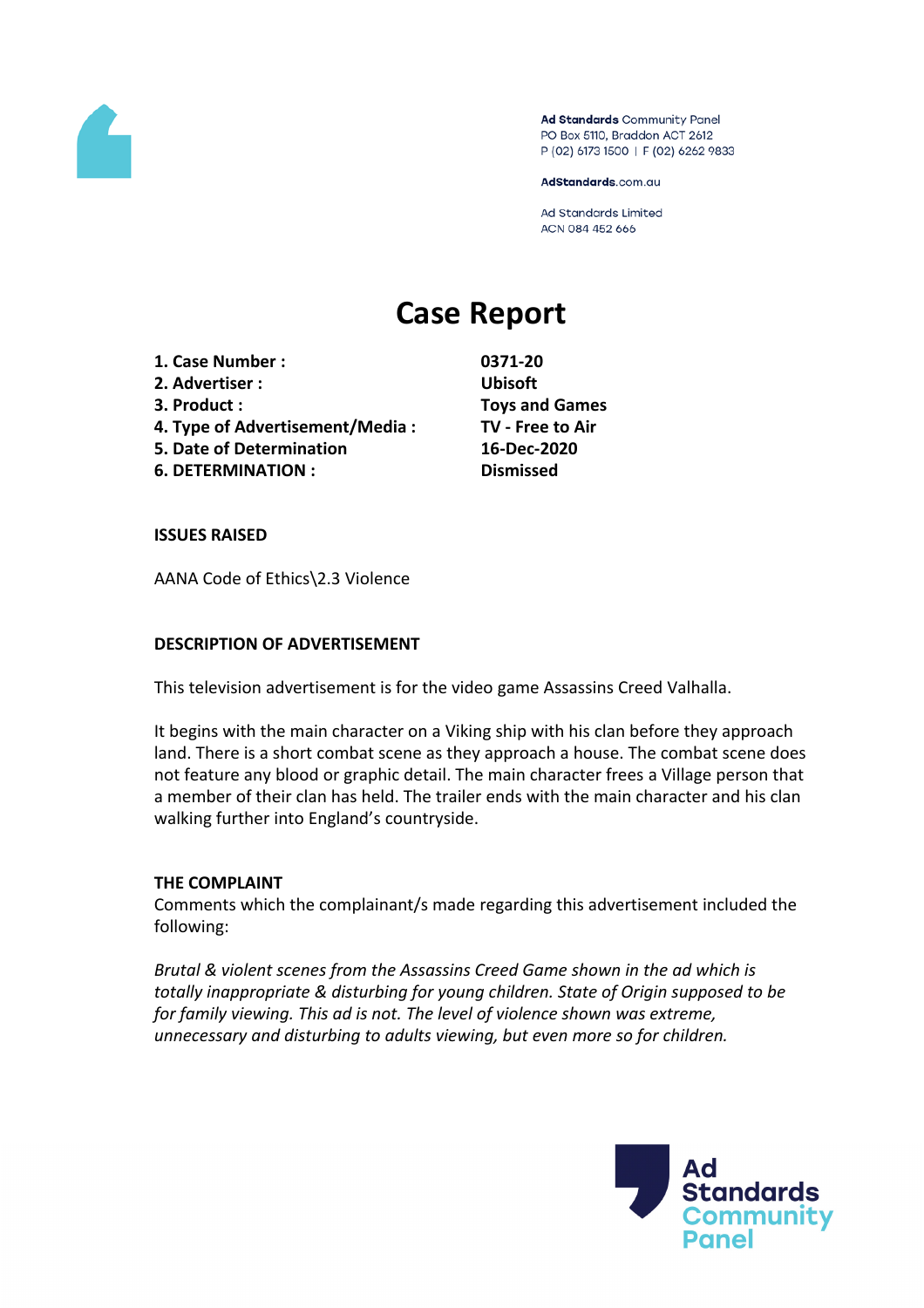Ad Standards Community Panel
PO Box 5110, Braddon ACT 2612
P (02) 6173 1500 | F (02) 6262 9833

AdStandards.com.au

Ad Standards Limited
ACN 084 452 666

# Case Report

| | |
|---|---|
| **1. Case Number :** | **0371-20** |
| **2. Advertiser :** | **Ubisoft** |
| **3. Product :** | **Toys and Games** |
| **4. Type of Advertisement/Media :** | **TV - Free to Air** |
| **5. Date of Determination** | **16-Dec-2020** |
| **6. DETERMINATION :** | **Dismissed** |

**ISSUES RAISED**

AANA Code of Ethics\2.3 Violence

**DESCRIPTION OF ADVERTISEMENT**

This television advertisement is for the video game Assassins Creed Valhalla.

It begins with the main character on a Viking ship with his clan before they approach land. There is a short combat scene as they approach a house. The combat scene does not feature any blood or graphic detail. The main character frees a Village person that a member of their clan has held. The trailer ends with the main character and his clan walking further into England's countryside.

**THE COMPLAINT**

Comments which the complainant/s made regarding this advertisement included the following:

*Brutal & violent scenes from the Assassins Creed Game shown in the ad which is totally inappropriate & disturbing for young children. State of Origin supposed to be for family viewing. This ad is not. The level of violence shown was extreme, unnecessary and disturbing to adults viewing, but even more so for children.*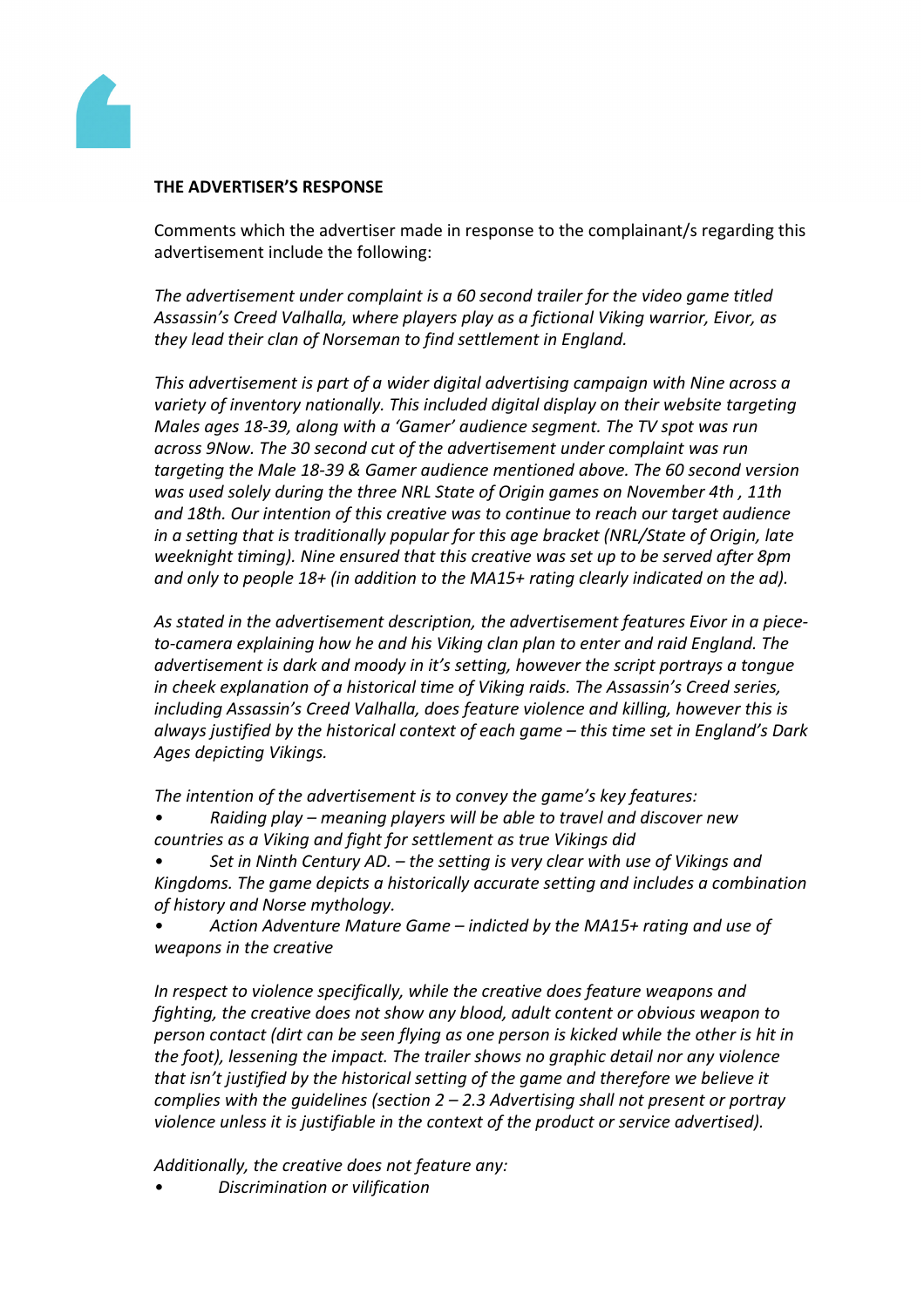**THE ADVERTISER'S RESPONSE**

Comments which the advertiser made in response to the complainant/s regarding this advertisement include the following:

*The advertisement under complaint is a 60 second trailer for the video game titled Assassin's Creed Valhalla, where players play as a fictional Viking warrior, Eivor, as they lead their clan of Norseman to find settlement in England.*

*This advertisement is part of a wider digital advertising campaign with Nine across a variety of inventory nationally. This included digital display on their website targeting Males ages 18-39, along with a 'Gamer' audience segment. The TV spot was run across 9Now. The 30 second cut of the advertisement under complaint was run targeting the Male 18-39 & Gamer audience mentioned above. The 60 second version was used solely during the three NRL State of Origin games on November 4th , 11th and 18th. Our intention of this creative was to continue to reach our target audience in a setting that is traditionally popular for this age bracket (NRL/State of Origin, late weeknight timing). Nine ensured that this creative was set up to be served after 8pm and only to people 18+ (in addition to the MA15+ rating clearly indicated on the ad).*

*As stated in the advertisement description, the advertisement features Eivor in a piece-to-camera explaining how he and his Viking clan plan to enter and raid England. The advertisement is dark and moody in it's setting, however the script portrays a tongue in cheek explanation of a historical time of Viking raids. The Assassin's Creed series, including Assassin's Creed Valhalla, does feature violence and killing, however this is always justified by the historical context of each game – this time set in England's Dark Ages depicting Vikings.*

*The intention of the advertisement is to convey the game's key features:*

- *Raiding play – meaning players will be able to travel and discover new countries as a Viking and fight for settlement as true Vikings did*
- *Set in Ninth Century AD. – the setting is very clear with use of Vikings and Kingdoms. The game depicts a historically accurate setting and includes a combination of history and Norse mythology.*
- *Action Adventure Mature Game – indicted by the MA15+ rating and use of weapons in the creative*

*In respect to violence specifically, while the creative does feature weapons and fighting, the creative does not show any blood, adult content or obvious weapon to person contact (dirt can be seen flying as one person is kicked while the other is hit in the foot), lessening the impact. The trailer shows no graphic detail nor any violence that isn't justified by the historical setting of the game and therefore we believe it complies with the guidelines (section 2 – 2.3 Advertising shall not present or portray violence unless it is justifiable in the context of the product or service advertised).*

*Additionally, the creative does not feature any:*

- *Discrimination or vilification*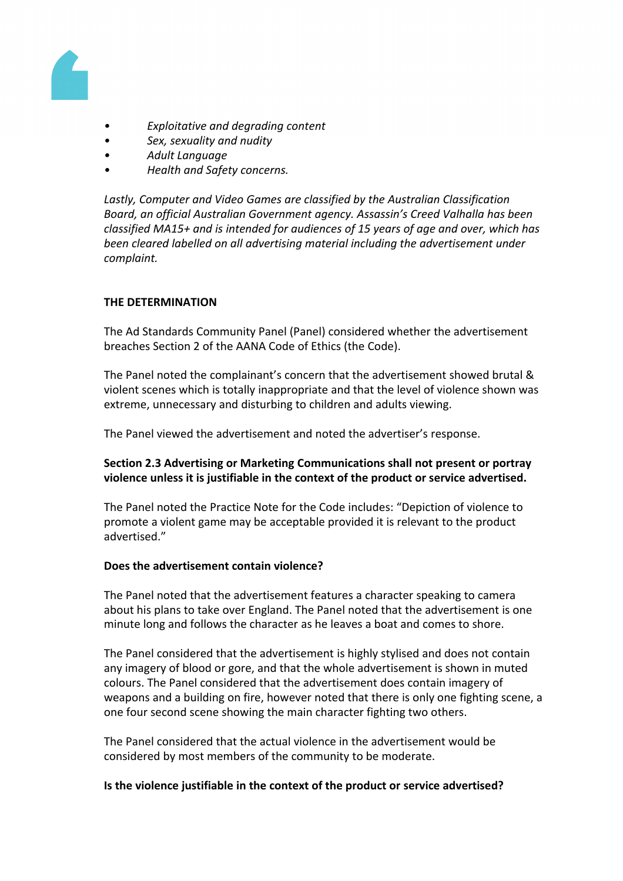- *Exploitative and degrading content*
- *Sex, sexuality and nudity*
- *Adult Language*
- *Health and Safety concerns.*

*Lastly, Computer and Video Games are classified by the Australian Classification Board, an official Australian Government agency. Assassin's Creed Valhalla has been classified MA15+ and is intended for audiences of 15 years of age and over, which has been cleared labelled on all advertising material including the advertisement under complaint.*

**THE DETERMINATION**

The Ad Standards Community Panel (Panel) considered whether the advertisement breaches Section 2 of the AANA Code of Ethics (the Code).

The Panel noted the complainant's concern that the advertisement showed brutal & violent scenes which is totally inappropriate and that the level of violence shown was extreme, unnecessary and disturbing to children and adults viewing.

The Panel viewed the advertisement and noted the advertiser's response.

**Section 2.3 Advertising or Marketing Communications shall not present or portray violence unless it is justifiable in the context of the product or service advertised.**

The Panel noted the Practice Note for the Code includes: "Depiction of violence to promote a violent game may be acceptable provided it is relevant to the product advertised."

**Does the advertisement contain violence?**

The Panel noted that the advertisement features a character speaking to camera about his plans to take over England. The Panel noted that the advertisement is one minute long and follows the character as he leaves a boat and comes to shore.

The Panel considered that the advertisement is highly stylised and does not contain any imagery of blood or gore, and that the whole advertisement is shown in muted colours. The Panel considered that the advertisement does contain imagery of weapons and a building on fire, however noted that there is only one fighting scene, a one four second scene showing the main character fighting two others.

The Panel considered that the actual violence in the advertisement would be considered by most members of the community to be moderate.

**Is the violence justifiable in the context of the product or service advertised?**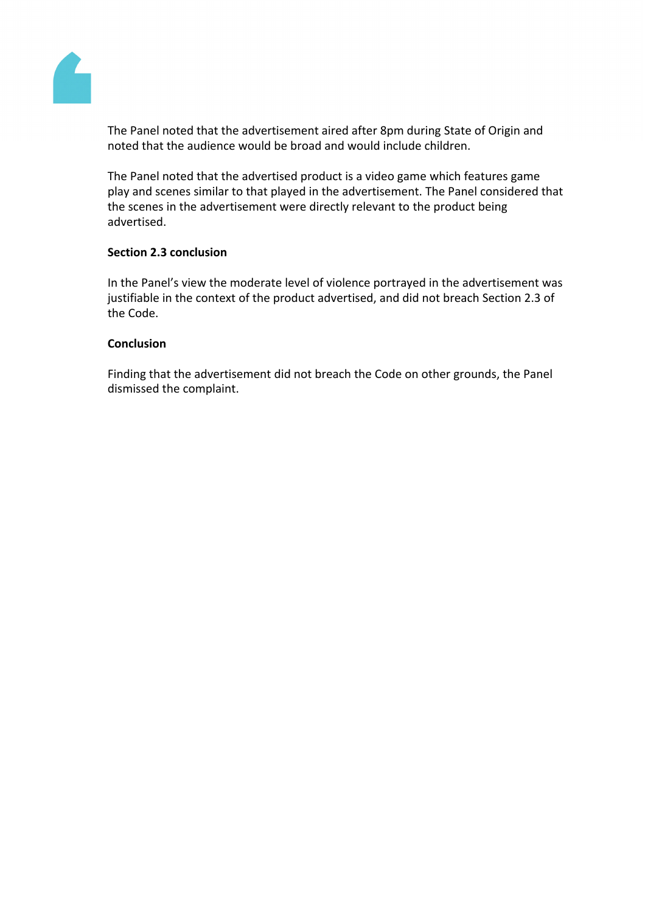The Panel noted that the advertisement aired after 8pm during State of Origin and noted that the audience would be broad and would include children.

The Panel noted that the advertised product is a video game which features game play and scenes similar to that played in the advertisement. The Panel considered that the scenes in the advertisement were directly relevant to the product being advertised.

**Section 2.3 conclusion**

In the Panel's view the moderate level of violence portrayed in the advertisement was justifiable in the context of the product advertised, and did not breach Section 2.3 of the Code.

**Conclusion**

Finding that the advertisement did not breach the Code on other grounds, the Panel dismissed the complaint.